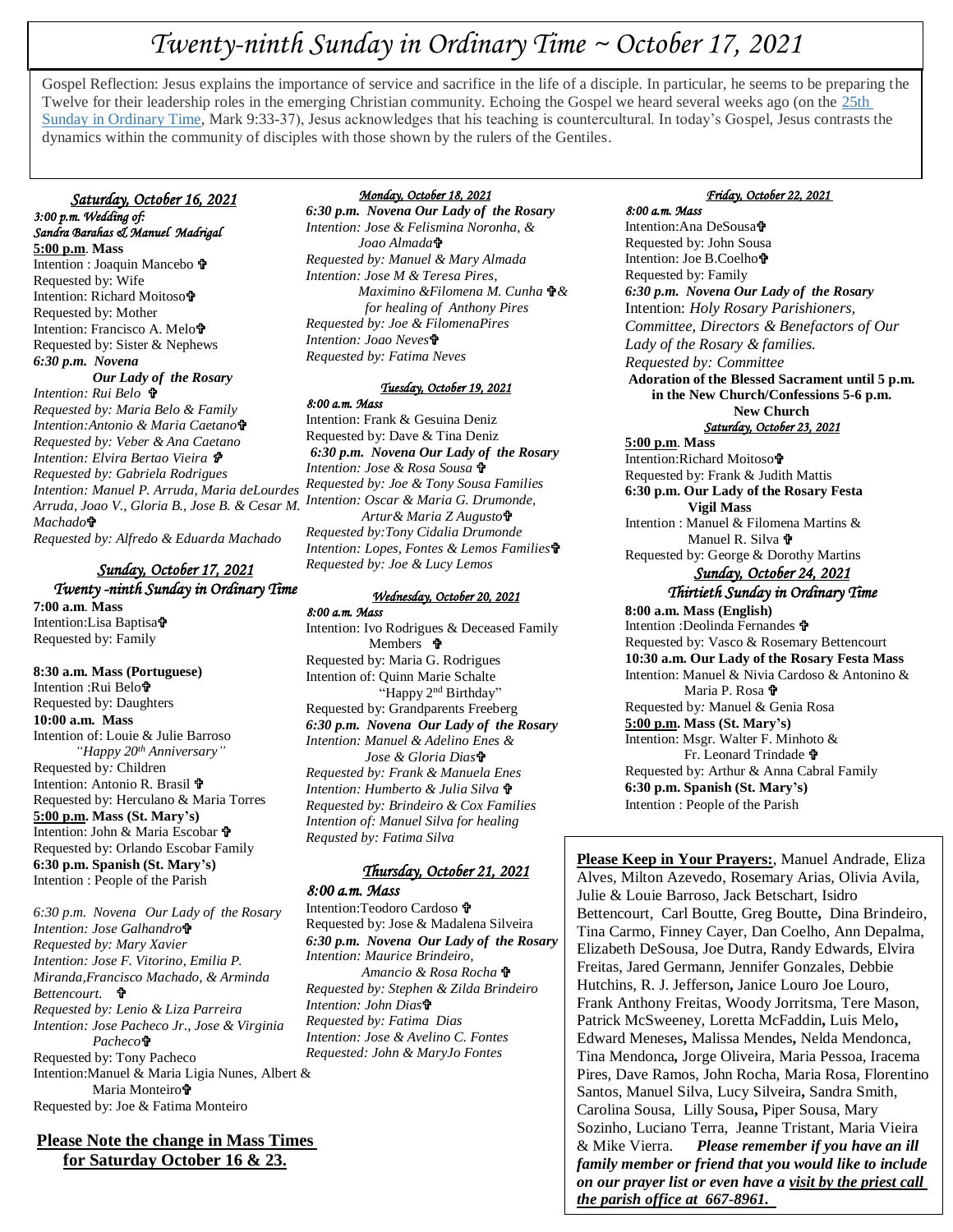# Twenty-ninth Sunday in Ordinary Time ~ October 17, 2021

Gospel Reflection: Jesus explains the importance of service and sacrifice in the life of a disciple. In particular, he seems to be preparing the Twelve for their leadership roles in the emerging Christian community. Echoing the Gospel we heard several weeks ago (on the 25th Sunday in Ordinary Time, Mark 9:33-37), Jesus acknowledges that his teaching is countercultural. In today's Gospel, Jesus contrasts the dynamics within the community of disciples with those shown by the rulers of the Gentiles.

### *Saturday, October 16, 2021*

*3:00 p.m. Wedding of:*
*Sandra Barahas & Manuel Madrigal*

**5:00 p.m. Mass**
Intention : Joaquin Mancebo ✞
Requested by: Wife
Intention: Richard Moitoso✞
Requested by: Mother
Intention: Francisco A. Melo✞
Requested by: Sister & Nephews

***6:30 p.m. Novena Our Lady of the Rosary***
*Intention: Rui Belo ✞*
*Requested by: Maria Belo & Family*
*Intention:Antonio & Maria Caetano✞*
*Requested by: Veber & Ana Caetano*
*Intention: Elvira Bertao Vieira ✞*
*Requested by: Gabriela Rodrigues*
*Intention: Manuel P. Arruda, Maria deLourdes Arruda, Joao V., Gloria B., Jose B. & Cesar M. Machado✞*
*Requested by: Alfredo & Eduarda Machado*

### *Sunday, October 17, 2021*
### *Twenty -ninth Sunday in Ordinary Time*

**7:00 a.m. Mass**
Intention:Lisa Baptisa✞
Requested by: Family

**8:30 a.m. Mass (Portuguese)**
Intention :Rui Belo✞
Requested by: Daughters

**10:00 a.m. Mass**
Intention of: Louie & Julie Barroso
*"Happy 20th Anniversary"*
Requested by: Children
Intention: Antonio R. Brasil ✞
Requested by: Herculano & Maria Torres

**5:00 p.m. Mass (St. Mary's)**
Intention: John & Maria Escobar ✞
Requested by: Orlando Escobar Family

**6:30 p.m. Spanish (St. Mary's)**
Intention : People of the Parish

*6:30 p.m. Novena Our Lady of the Rosary*
*Intention: Jose Galhandro✞*
*Requested by: Mary Xavier*
*Intention: Jose F. Vitorino, Emilia P. Miranda,Francisco Machado, & Arminda Bettencourt. ✞*
*Requested by: Lenio & Liza Parreira*
*Intention: Jose Pacheco Jr., Jose & Virginia Pacheco✞*
Requested by: Tony Pacheco
Intention:Manuel & Maria Ligia Nunes, Albert & Maria Monteiro✞
Requested by: Joe & Fatima Monteiro

**Please Note the change in Mass Times for Saturday October 16 & 23.**

### *Monday, October 18, 2021*

***6:30 p.m. Novena Our Lady of the Rosary***
*Intention: Jose & Felismina Noronha, & Joao Almada✞*
*Requested by: Manuel & Mary Almada*
*Intention: Jose M & Teresa Pires, Maximino &Filomena M. Cunha ✞& for healing of Anthony Pires*
*Requested by: Joe & FilomenaPires*
*Intention: Joao Neves✞*
*Requested by: Fatima Neves*

### *Tuesday, October 19, 2021*

*8:00 a.m. Mass*
Intention: Frank & Gesuina Deniz
Requested by: Dave & Tina Deniz

***6:30 p.m. Novena Our Lady of the Rosary***
*Intention: Jose & Rosa Sousa ✞*
*Requested by: Joe & Tony Sousa Families*
*Intention: Oscar & Maria G. Drumonde, Artur& Maria Z Augusto✞*
*Requested by:Tony Cidalia Drumonde*
*Intention: Lopes, Fontes & Lemos Families✞*
*Requested by: Joe & Lucy Lemos*

### *Wednesday, October 20, 2021*

*8:00 a.m. Mass*
Intention: Ivo Rodrigues & Deceased Family Members ✞
Requested by: Maria G. Rodrigues
Intention of: Quinn Marie Schalte
"Happy 2nd Birthday"
Requested by: Grandparents Freeberg

***6:30 p.m. Novena Our Lady of the Rosary***
*Intention: Manuel & Adelino Enes & Jose & Gloria Dias✞*
*Requested by: Frank & Manuela Enes*
*Intention: Humberto & Julia Silva ✞*
*Requested by: Brindeiro & Cox Families*
*Intention of: Manuel Silva for healing*
*Requsted by: Fatima Silva*

### *Thursday, October 21, 2021*

*8:00 a.m. Mass*
Intention:Teodoro Cardoso ✞
Requested by: Jose & Madalena Silveira

***6:30 p.m. Novena Our Lady of the Rosary***
*Intention: Maurice Brindeiro, Amancio & Rosa Rocha ✞*
*Requested by: Stephen & Zilda Brindeiro*
*Intention: John Dias✞*
*Requested by: Fatima Dias*
*Intention: Jose & Avelino C. Fontes*
*Requested: John & MaryJo Fontes*

### *Friday, October 22, 2021*

*8:00 a.m. Mass*
Intention:Ana DeSousa✞
Requested by: John Sousa
Intention: Joe B.Coelho✞
Requested by: Family

***6:30 p.m. Novena Our Lady of the Rosary***
Intention: *Holy Rosary Parishioners, Committee, Directors & Benefactors of Our Lady of the Rosary & families.*
*Requested by: Committee*

**Adoration of the Blessed Sacrament until 5 p.m. in the New Church/Confessions 5-6 p.m. New Church**

### *Saturday, October 23, 2021*

**5:00 p.m. Mass**
Intention:Richard Moitoso✞
Requested by: Frank & Judith Mattis

**6:30 p.m. Our Lady of the Rosary Festa Vigil Mass**
Intention : Manuel & Filomena Martins & Manuel R. Silva ✞
Requested by: George & Dorothy Martins

### *Sunday, October 24, 2021*
### *Thirtieth Sunday in Ordinary Time*

**8:00 a.m. Mass (English)**
Intention :Deolinda Fernandes ✞
Requested by: Vasco & Rosemary Bettencourt

**10:30 a.m. Our Lady of the Rosary Festa Mass**
Intention: Manuel & Nivia Cardoso & Antonino & Maria P. Rosa ✞
Requested by: Manuel & Genia Rosa

**5:00 p.m. Mass (St. Mary's)**
Intention: Msgr. Walter F. Minhoto & Fr. Leonard Trindade ✞
Requested by: Arthur & Anna Cabral Family

**6:30 p.m. Spanish (St. Mary's)**
Intention : People of the Parish

**Please Keep in Your Prayers:**, Manuel Andrade, Eliza Alves, Milton Azevedo, Rosemary Arias, Olivia Avila, Julie & Louie Barroso, Jack Betschart, Isidro Bettencourt, Carl Boutte, Greg Boutte, Dina Brindeiro, Tina Carmo, Finney Cayer, Dan Coelho, Ann Depalma, Elizabeth DeSousa, Joe Dutra, Randy Edwards, Elvira Freitas, Jared Germann, Jennifer Gonzales, Debbie Hutchins, R. J. Jefferson, Janice Louro Joe Louro, Frank Anthony Freitas, Woody Jorritsma, Tere Mason, Patrick McSweeney, Loretta McFaddin, Luis Melo, Edward Meneses, Malissa Mendes, Nelda Mendonca, Tina Mendonca, Jorge Oliveira, Maria Pessoa, Iracema Pires, Dave Ramos, John Rocha, Maria Rosa, Florentino Santos, Manuel Silva, Lucy Silveira, Sandra Smith, Carolina Sousa, Lilly Sousa, Piper Sousa, Mary Sozinho, Luciano Terra, Jeanne Tristant, Maria Vieira & Mike Vierra. ***Please remember if you have an ill family member or friend that you would like to include on our prayer list or even have a visit by the priest call the parish office at 667-8961.***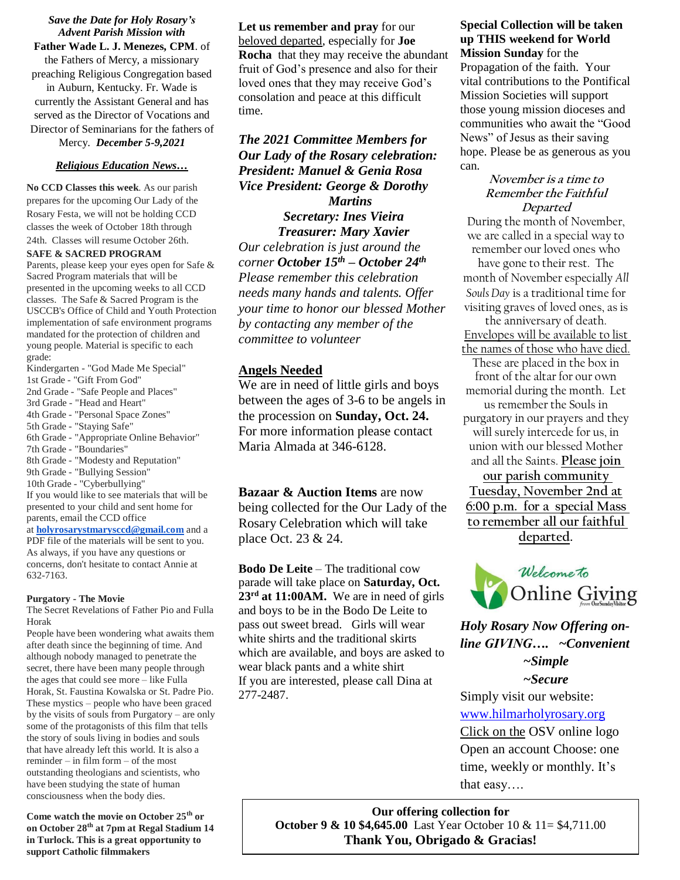***Save the Date for Holy Rosary's Advent Parish Mission with***

**Father Wade L. J. Menezes, CPM**. of the Fathers of Mercy, a missionary preaching Religious Congregation based in Auburn, Kentucky. Fr. Wade is currently the Assistant General and has served as the Director of Vocations and Director of Seminarians for the fathers of Mercy. ***December 5-9,2021***

## ***Religious Education News…***

**No CCD Classes this week**. As our parish prepares for the upcoming Our Lady of the Rosary Festa, we will not be holding CCD classes the week of October 18th through 24th. Classes will resume October 26th.

**SAFE & SACRED PROGRAM**

Parents, please keep your eyes open for Safe & Sacred Program materials that will be presented in the upcoming weeks to all CCD classes. The Safe & Sacred Program is the USCCB's Office of Child and Youth Protection implementation of safe environment programs mandated for the protection of children and young people. Material is specific to each grade:

Kindergarten - "God Made Me Special"
1st Grade - "Gift From God"
2nd Grade - "Safe People and Places"
3rd Grade - "Head and Heart"
4th Grade - "Personal Space Zones"
5th Grade - "Staying Safe"
6th Grade - "Appropriate Online Behavior"
7th Grade - "Boundaries"
8th Grade - "Modesty and Reputation"
9th Grade - "Bullying Session"
10th Grade - "Cyberbullying"

If you would like to see materials that will be presented to your child and sent home for parents, email the CCD office at **holyrosarystmarysccd@gmail.com** and a PDF file of the materials will be sent to you. As always, if you have any questions or concerns, don't hesitate to contact Annie at 632-7163.

**Purgatory - The Movie**

The Secret Revelations of Father Pio and Fulla Horak

People have been wondering what awaits them after death since the beginning of time. And although nobody managed to penetrate the secret, there have been many people through the ages that could see more – like Fulla Horak, St. Faustina Kowalska or St. Padre Pio. These mystics – people who have been graced by the visits of souls from Purgatory – are only some of the protagonists of this film that tells the story of souls living in bodies and souls that have already left this world. It is also a reminder – in film form – of the most outstanding theologians and scientists, who have been studying the state of human consciousness when the body dies.

**Come watch the movie on October 25th or on October 28th at 7pm at Regal Stadium 14 in Turlock. This is a great opportunity to support Catholic filmmakers**

**Let us remember and pray** for our beloved departed, especially for **Joe Rocha** that they may receive the abundant fruit of God's presence and also for their loved ones that they may receive God's consolation and peace at this difficult time.

***The 2021 Committee Members for Our Lady of the Rosary celebration:***
***President: Manuel & Genia Rosa***
***Vice President: George & Dorothy Martins***
***Secretary: Ines Vieira***
***Treasurer: Mary Xavier***

*Our celebration is just around the corner **October 15th – October 24th** Please remember this celebration needs many hands and talents. Offer your time to honor our blessed Mother by contacting any member of the committee to volunteer*

## Angels Needed

We are in need of little girls and boys between the ages of 3-6 to be angels in the procession on **Sunday, Oct. 24.** For more information please contact Maria Almada at 346-6128.

**Bazaar & Auction Items** are now being collected for the Our Lady of the Rosary Celebration which will take place Oct. 23 & 24.

**Bodo De Leite** – The traditional cow parade will take place on **Saturday, Oct. 23rd at 11:00AM.** We are in need of girls and boys to be in the Bodo De Leite to pass out sweet bread. Girls will wear white shirts and the traditional skirts which are available, and boys are asked to wear black pants and a white shirt If you are interested, please call Dina at 277-2487.

**Special Collection will be taken up THIS weekend for World Mission Sunday** for the Propagation of the faith. Your vital contributions to the Pontifical Mission Societies will support those young mission dioceses and communities who await the "Good News" of Jesus as their saving hope. Please be as generous as you can.

***November is a time to Remember the Faithful Departed***

During the month of November, we are called in a special way to remember our loved ones who have gone to their rest. The month of November especially *All Souls Day* is a traditional time for visiting graves of loved ones, as is the anniversary of death. Envelopes will be available to list the names of those who have died. These are placed in the box in front of the altar for our own memorial during the month. Let us remember the Souls in purgatory in our prayers and they will surely intercede for us, in union with our blessed Mother and all the Saints. **Please join our parish community Tuesday, November 2nd at 6:00 p.m. for a special Mass to remember all our faithful departed**.

Welcome to Online Giving from OurSundayVisitor

***Holy Rosary Now Offering on-line GIVING…. ~Convenient ~Simple ~Secure***

Simply visit our website: www.hilmarholyrosary.org
Click on the OSV online logo
Open an account Choose: one time, weekly or monthly. It's that easy….

**Our offering collection for**
**October 9 & 10 $4,645.00** Last Year October 10 & 11= $4,711.00
**Thank You, Obrigado & Gracias!**